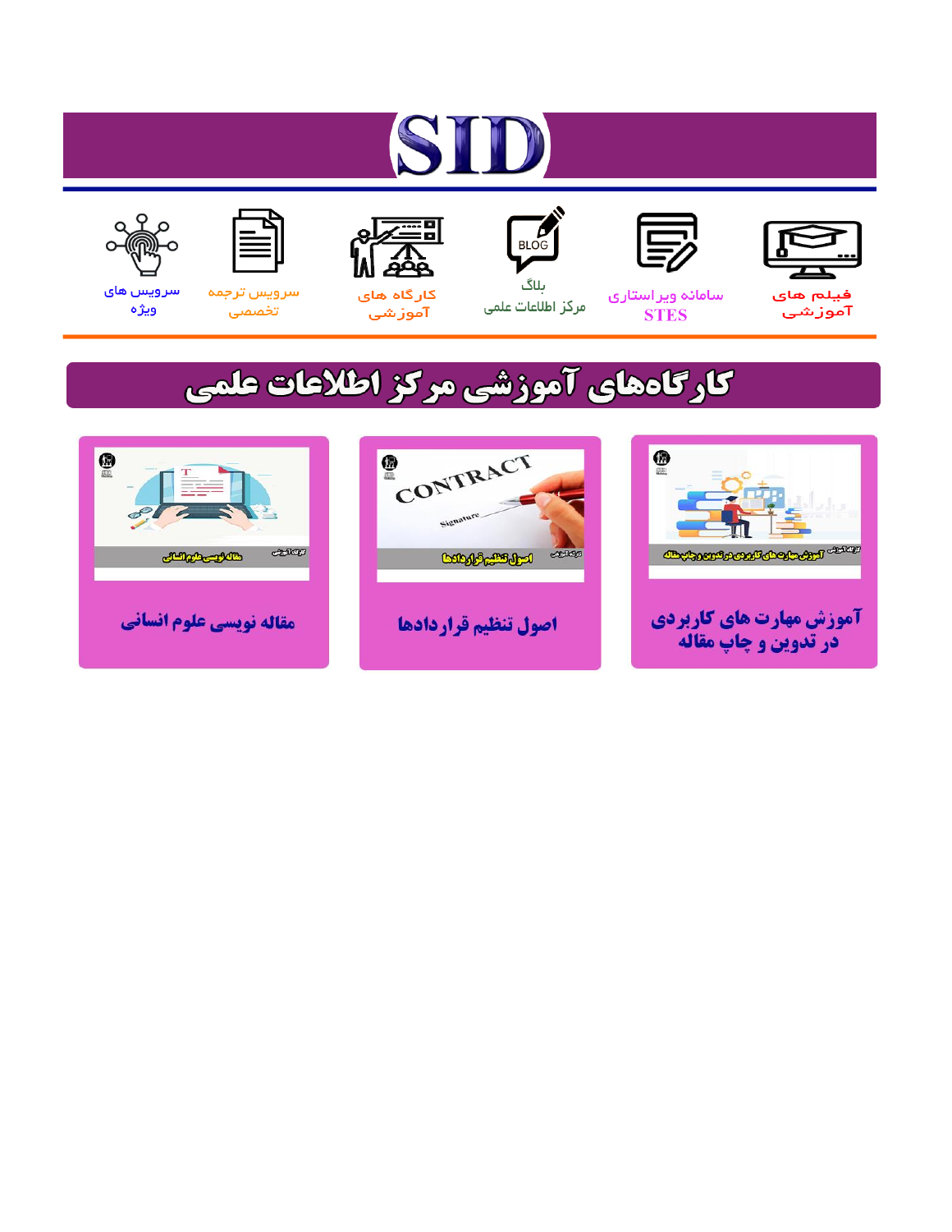# SID

فیلم های آموزشی

سامانه ویراستاری STES

بلاگ مرکز اطلاعات علمی

کارگاه های آموزشی

سرویس ترجمه تخصصی

سرویس های ویژه

## کارگاه‌های آموزشی مرکز اطلاعات علمی

آموزش مهارت های کاربردی در تدوین و چاپ مقاله

اصول تنظیم قراردادها

مقاله نویسی علوم انسانی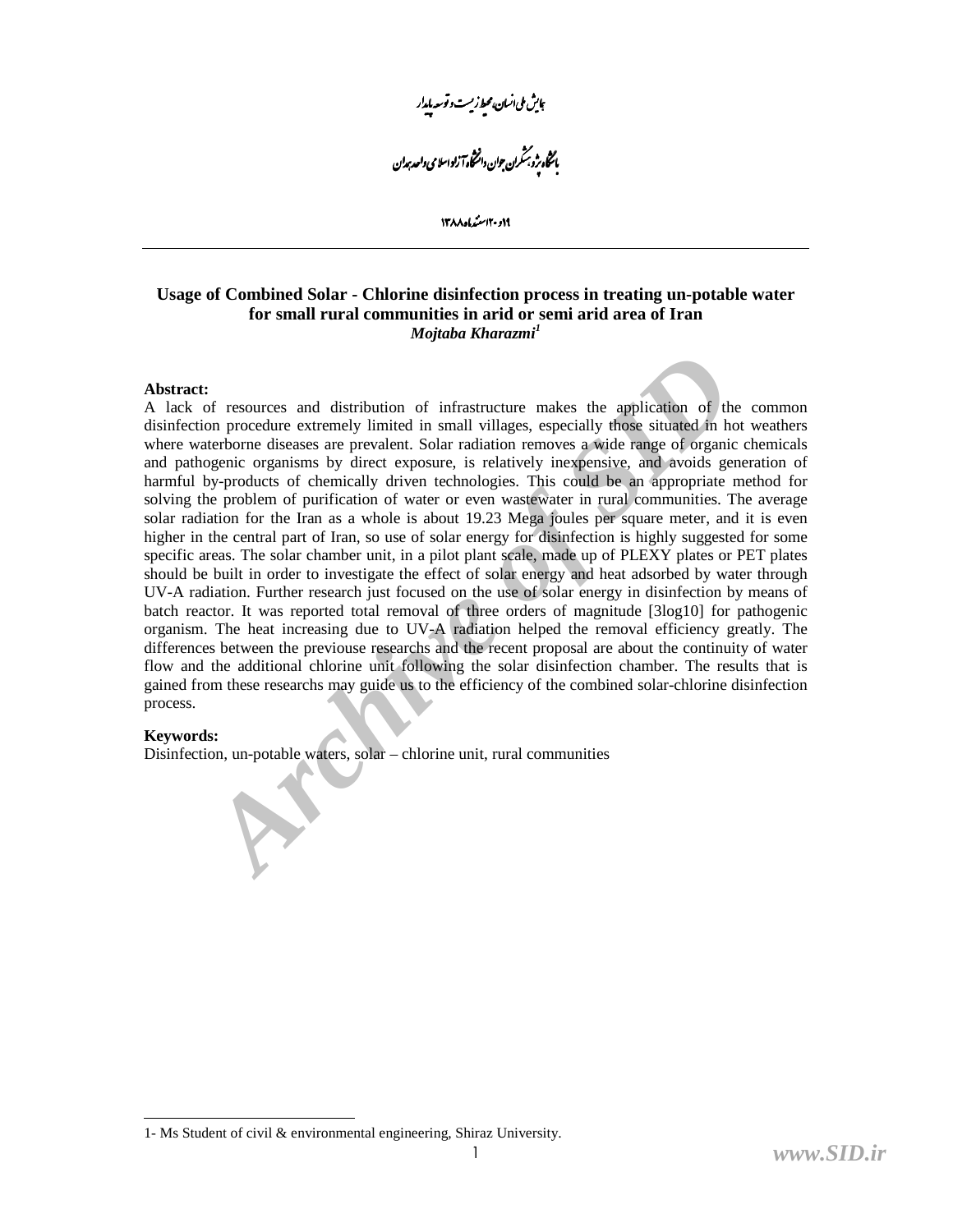# Usage of Combined Solar - Chlorine disinfection process in treating un-potable water for small rural communities in arid or semi arid area of Iran

***Mojtaba Kharazmi*[1]**

**Abstract:**

A lack of resources and distribution of infrastructure makes the application of the common disinfection procedure extremely limited in small villages, especially those situated in hot weathers where waterborne diseases are prevalent. Solar radiation removes a wide range of organic chemicals and pathogenic organisms by direct exposure, is relatively inexpensive, and avoids generation of harmful by-products of chemically driven technologies. This could be an appropriate method for solving the problem of purification of water or even wastewater in rural communities. The average solar radiation for the Iran as a whole is about 19.23 Mega joules per square meter, and it is even higher in the central part of Iran, so use of solar energy for disinfection is highly suggested for some specific areas. The solar chamber unit, in a pilot plant scale, made up of PLEXY plates or PET plates should be built in order to investigate the effect of solar energy and heat adsorbed by water through UV-A radiation. Further research just focused on the use of solar energy in disinfection by means of batch reactor. It was reported total removal of three orders of magnitude [3log10] for pathogenic organism. The heat increasing due to UV-A radiation helped the removal efficiency greatly. The differences between the previouse researchs and the recent proposal are about the continuity of water flow and the additional chlorine unit following the solar disinfection chamber. The results that is gained from these researchs may guide us to the efficiency of the combined solar-chlorine disinfection process.

**Keywords:**

Disinfection, un-potable waters, solar – chlorine unit, rural communities

---

1- Ms Student of civil & environmental engineering, Shiraz University.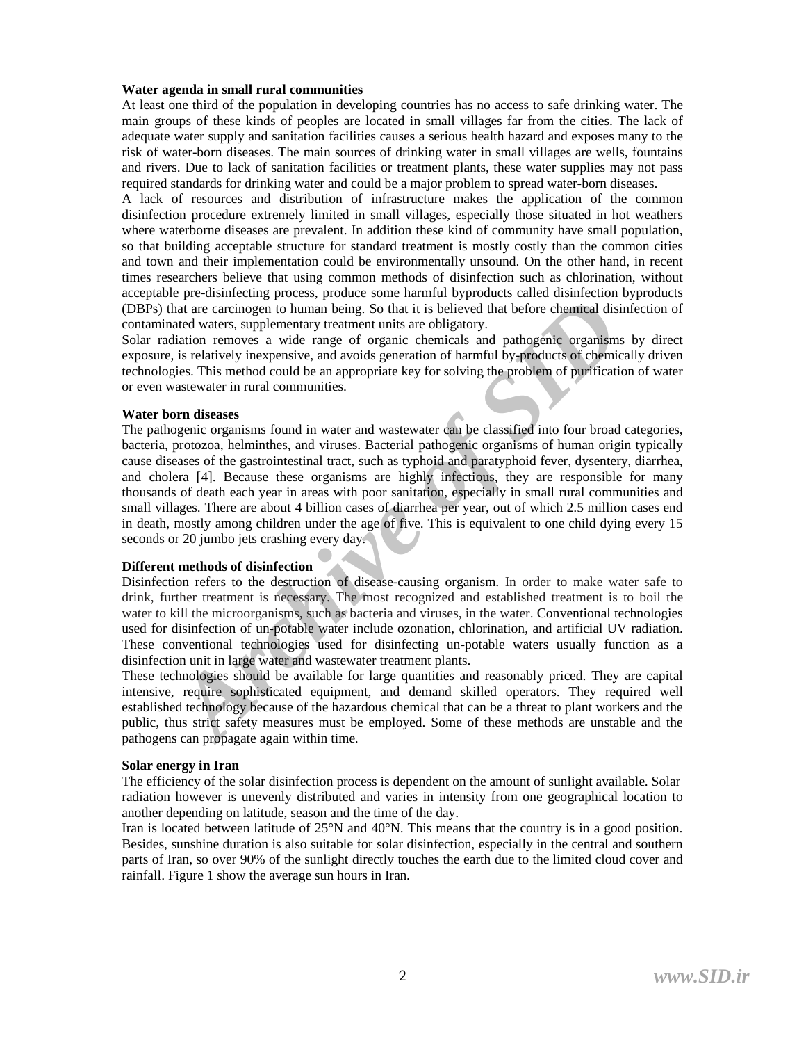### Water agenda in small rural communities

At least one third of the population in developing countries has no access to safe drinking water. The main groups of these kinds of peoples are located in small villages far from the cities. The lack of adequate water supply and sanitation facilities causes a serious health hazard and exposes many to the risk of water-born diseases. The main sources of drinking water in small villages are wells, fountains and rivers. Due to lack of sanitation facilities or treatment plants, these water supplies may not pass required standards for drinking water and could be a major problem to spread water-born diseases.

A lack of resources and distribution of infrastructure makes the application of the common disinfection procedure extremely limited in small villages, especially those situated in hot weathers where waterborne diseases are prevalent. In addition these kind of community have small population, so that building acceptable structure for standard treatment is mostly costly than the common cities and town and their implementation could be environmentally unsound. On the other hand, in recent times researchers believe that using common methods of disinfection such as chlorination, without acceptable pre-disinfecting process, produce some harmful byproducts called disinfection byproducts (DBPs) that are carcinogen to human being. So that it is believed that before chemical disinfection of contaminated waters, supplementary treatment units are obligatory.

Solar radiation removes a wide range of organic chemicals and pathogenic organisms by direct exposure, is relatively inexpensive, and avoids generation of harmful by-products of chemically driven technologies. This method could be an appropriate key for solving the problem of purification of water or even wastewater in rural communities.

### Water born diseases

The pathogenic organisms found in water and wastewater can be classified into four broad categories, bacteria, protozoa, helminthes, and viruses. Bacterial pathogenic organisms of human origin typically cause diseases of the gastrointestinal tract, such as typhoid and paratyphoid fever, dysentery, diarrhea, and cholera [4]. Because these organisms are highly infectious, they are responsible for many thousands of death each year in areas with poor sanitation, especially in small rural communities and small villages. There are about 4 billion cases of diarrhea per year, out of which 2.5 million cases end in death, mostly among children under the age of five. This is equivalent to one child dying every 15 seconds or 20 jumbo jets crashing every day.

### Different methods of disinfection

Disinfection refers to the destruction of disease-causing organism. In order to make water safe to drink, further treatment is necessary. The most recognized and established treatment is to boil the water to kill the microorganisms, such as bacteria and viruses, in the water. Conventional technologies used for disinfection of un-potable water include ozonation, chlorination, and artificial UV radiation. These conventional technologies used for disinfecting un-potable waters usually function as a disinfection unit in large water and wastewater treatment plants.

These technologies should be available for large quantities and reasonably priced. They are capital intensive, require sophisticated equipment, and demand skilled operators. They required well established technology because of the hazardous chemical that can be a threat to plant workers and the public, thus strict safety measures must be employed. Some of these methods are unstable and the pathogens can propagate again within time.

### Solar energy in Iran

The efficiency of the solar disinfection process is dependent on the amount of sunlight available. Solar radiation however is unevenly distributed and varies in intensity from one geographical location to another depending on latitude, season and the time of the day.

Iran is located between latitude of 25°N and 40°N. This means that the country is in a good position. Besides, sunshine duration is also suitable for solar disinfection, especially in the central and southern parts of Iran, so over 90% of the sunlight directly touches the earth due to the limited cloud cover and rainfall. Figure 1 show the average sun hours in Iran.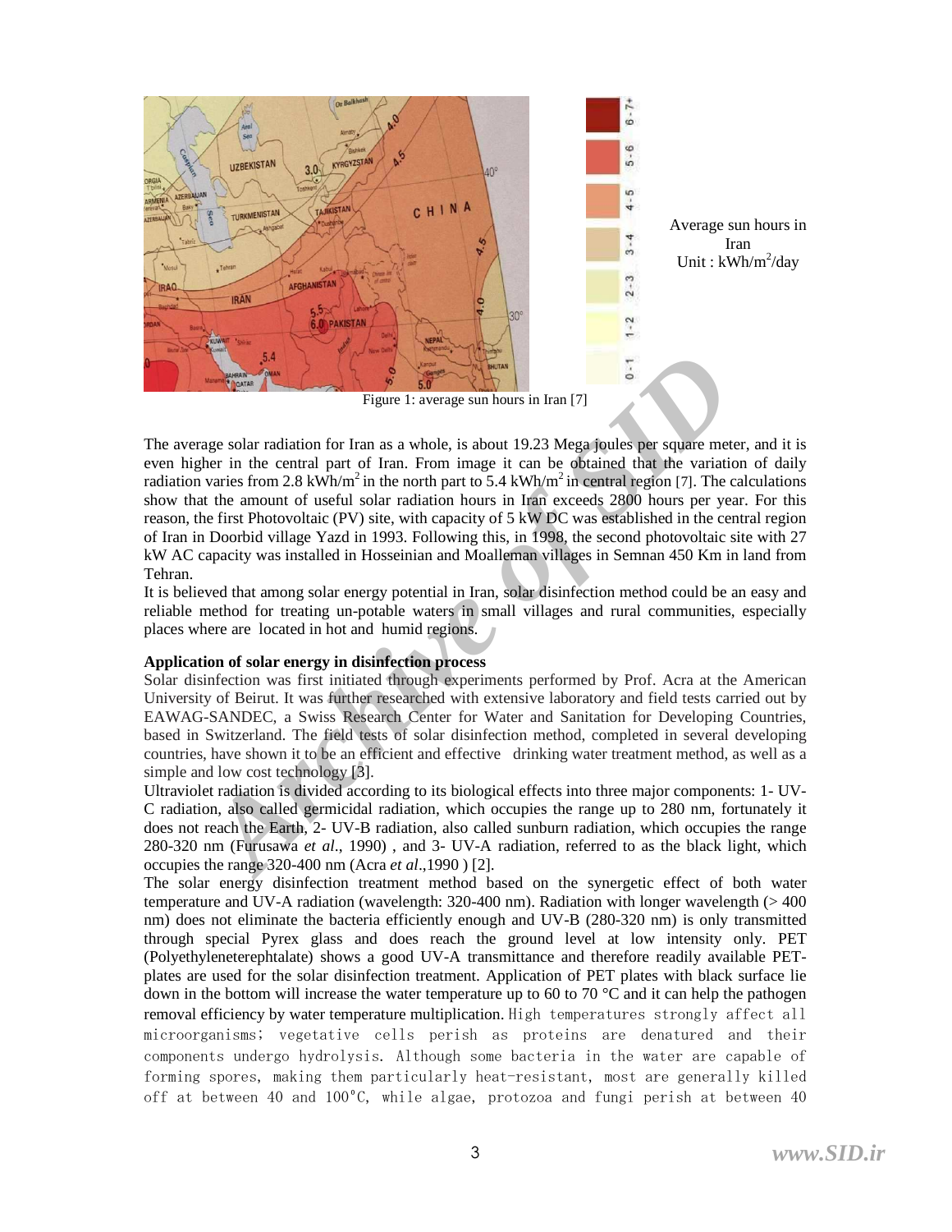Average sun hours in Iran
Unit : $kWh/m^2/day$

Figure 1: average sun hours in Iran [7]

The average solar radiation for Iran as a whole, is about 19.23 Mega joules per square meter, and it is even higher in the central part of Iran. From image it can be obtained that the variation of daily radiation varies from 2.8 $kWh/m^2$ in the north part to 5.4 $kWh/m^2$ in central region [7]. The calculations show that the amount of useful solar radiation hours in Iran exceeds 2800 hours per year. For this reason, the first Photovoltaic (PV) site, with capacity of 5 kW DC was established in the central region of Iran in Doorbid village Yazd in 1993. Following this, in 1998, the second photovoltaic site with 27 kW AC capacity was installed in Hosseinian and Moalleman villages in Semnan 450 Km in land from Tehran.

It is believed that among solar energy potential in Iran, solar disinfection method could be an easy and reliable method for treating un-potable waters in small villages and rural communities, especially places where are located in hot and humid regions.

**Application of solar energy in disinfection process**

Solar disinfection was first initiated through experiments performed by Prof. Acra at the American University of Beirut. It was further researched with extensive laboratory and field tests carried out by EAWAG-SANDEC, a Swiss Research Center for Water and Sanitation for Developing Countries, based in Switzerland. The field tests of solar disinfection method, completed in several developing countries, have shown it to be an efficient and effective drinking water treatment method, as well as a simple and low cost technology [3].

Ultraviolet radiation is divided according to its biological effects into three major components: 1- UV-C radiation, also called germicidal radiation, which occupies the range up to 280 nm, fortunately it does not reach the Earth, 2- UV-B radiation, also called sunburn radiation, which occupies the range 280-320 nm (Furusawa *et al*., 1990) , and 3- UV-A radiation, referred to as the black light, which occupies the range 320-400 nm (Acra *et al*.,1990 ) [2].

The solar energy disinfection treatment method based on the synergetic effect of both water temperature and UV-A radiation (wavelength: 320-400 nm). Radiation with longer wavelength (> 400 nm) does not eliminate the bacteria efficiently enough and UV-B (280-320 nm) is only transmitted through special Pyrex glass and does reach the ground level at low intensity only. PET (Polyethyleneterephtalate) shows a good UV-A transmittance and therefore readily available PET-plates are used for the solar disinfection treatment. Application of PET plates with black surface lie down in the bottom will increase the water temperature up to 60 to 70 °C and it can help the pathogen removal efficiency by water temperature multiplication. High temperatures strongly affect all microorganisms; vegetative cells perish as proteins are denatured and their components undergo hydrolysis. Although some bacteria in the water are capable of forming spores, making them particularly heat-resistant, most are generally killed off at between 40 and 100°C, while algae, protozoa and fungi perish at between 40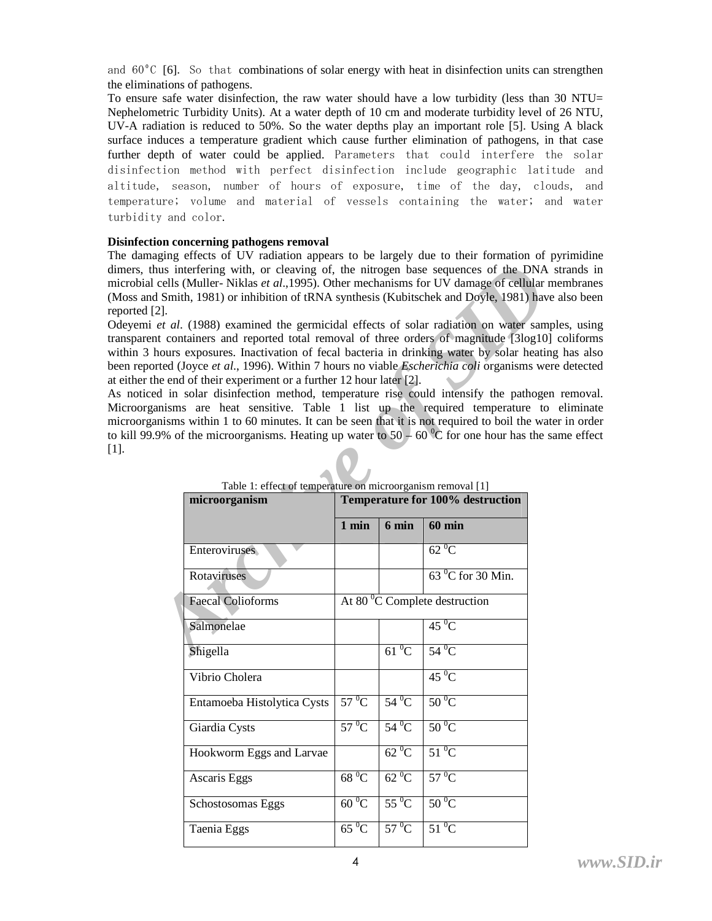and 60°C [6]. So that combinations of solar energy with heat in disinfection units can strengthen the eliminations of pathogens.

To ensure safe water disinfection, the raw water should have a low turbidity (less than 30 NTU= Nephelometric Turbidity Units). At a water depth of 10 cm and moderate turbidity level of 26 NTU, UV-A radiation is reduced to 50%. So the water depths play an important role [5]. Using A black surface induces a temperature gradient which cause further elimination of pathogens, in that case further depth of water could be applied. Parameters that could interfere the solar disinfection method with perfect disinfection include geographic latitude and altitude, season, number of hours of exposure, time of the day, clouds, and temperature; volume and material of vessels containing the water; and water turbidity and color.

**Disinfection concerning pathogens removal**

The damaging effects of UV radiation appears to be largely due to their formation of pyrimidine dimers, thus interfering with, or cleaving of, the nitrogen base sequences of the DNA strands in microbial cells (Muller- Niklas *et al*.,1995). Other mechanisms for UV damage of cellular membranes (Moss and Smith, 1981) or inhibition of tRNA synthesis (Kubitschek and Doyle, 1981) have also been reported [2].

Odeyemi *et al*. (1988) examined the germicidal effects of solar radiation on water samples, using transparent containers and reported total removal of three orders of magnitude [3log10] coliforms within 3 hours exposures. Inactivation of fecal bacteria in drinking water by solar heating has also been reported (Joyce *et al*., 1996). Within 7 hours no viable *Escherichia coli* organisms were detected at either the end of their experiment or a further 12 hour later [2].

As noticed in solar disinfection method, temperature rise could intensify the pathogen removal. Microorganisms are heat sensitive. Table 1 list up the required temperature to eliminate microorganisms within 1 to 60 minutes. It can be seen that it is not required to boil the water in order to kill 99.9% of the microorganisms. Heating up water to 50 – 60 $^0$C for one hour has the same effect [1].

Table 1: effect of temperature on microorganism removal [1]

| microorganism | Temperature for 100% destruction | | |
|---|---|---|---|
| | 1 min | 6 min | 60 min |
| Enteroviruses | | | 62 $^0$C |
| Rotaviruses | | | 63 $^0$C for 30 Min. |
| Faecal Colioforms | At 80 $^0$C Complete destruction | | |
| Salmonelae | | | 45 $^0$C |
| Shigella | | 61 $^0$C | 54 $^0$C |
| Vibrio Cholera | | | 45 $^0$C |
| Entamoeba Histolytica Cysts | 57 $^0$C | 54 $^0$C | 50 $^0$C |
| Giardia Cysts | 57 $^0$C | 54 $^0$C | 50 $^0$C |
| Hookworm Eggs and Larvae | | 62 $^0$C | 51 $^0$C |
| Ascaris Eggs | 68 $^0$C | 62 $^0$C | 57 $^0$C |
| Schostosomas Eggs | 60 $^0$C | 55 $^0$C | 50 $^0$C |
| Taenia Eggs | 65 $^0$C | 57 $^0$C | 51 $^0$C |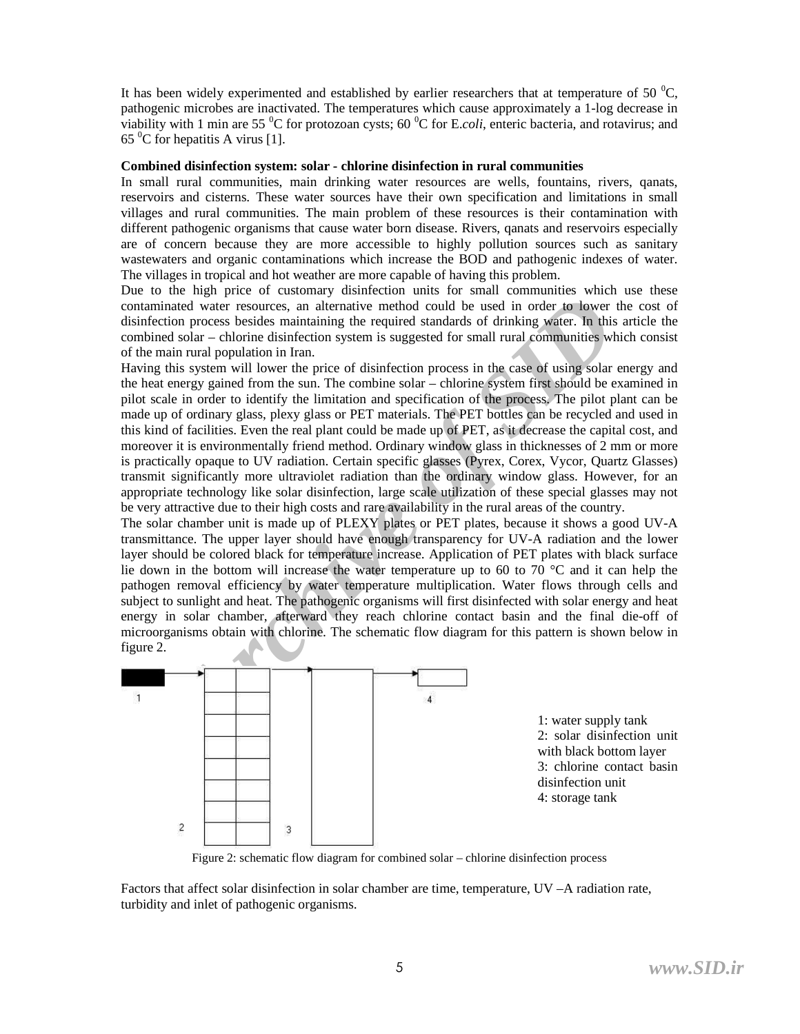It has been widely experimented and established by earlier researchers that at temperature of 50 $^0$C, pathogenic microbes are inactivated. The temperatures which cause approximately a 1-log decrease in viability with 1 min are 55 $^0$C for protozoan cysts; 60 $^0$C for E.*coli*, enteric bacteria, and rotavirus; and 65 $^0$C for hepatitis A virus [1].

**Combined disinfection system: solar - chlorine disinfection in rural communities**

In small rural communities, main drinking water resources are wells, fountains, rivers, qanats, reservoirs and cisterns. These water sources have their own specification and limitations in small villages and rural communities. The main problem of these resources is their contamination with different pathogenic organisms that cause water born disease. Rivers, qanats and reservoirs especially are of concern because they are more accessible to highly pollution sources such as sanitary wastewaters and organic contaminations which increase the BOD and pathogenic indexes of water. The villages in tropical and hot weather are more capable of having this problem.

Due to the high price of customary disinfection units for small communities which use these contaminated water resources, an alternative method could be used in order to lower the cost of disinfection process besides maintaining the required standards of drinking water. In this article the combined solar – chlorine disinfection system is suggested for small rural communities which consist of the main rural population in Iran.

Having this system will lower the price of disinfection process in the case of using solar energy and the heat energy gained from the sun. The combine solar – chlorine system first should be examined in pilot scale in order to identify the limitation and specification of the process. The pilot plant can be made up of ordinary glass, plexy glass or PET materials. The PET bottles can be recycled and used in this kind of facilities. Even the real plant could be made up of PET, as it decrease the capital cost, and moreover it is environmentally friend method. Ordinary window glass in thicknesses of 2 mm or more is practically opaque to UV radiation. Certain specific glasses (Pyrex, Corex, Vycor, Quartz Glasses) transmit significantly more ultraviolet radiation than the ordinary window glass. However, for an appropriate technology like solar disinfection, large scale utilization of these special glasses may not be very attractive due to their high costs and rare availability in the rural areas of the country.

The solar chamber unit is made up of PLEXY plates or PET plates, because it shows a good UV-A transmittance. The upper layer should have enough transparency for UV-A radiation and the lower layer should be colored black for temperature increase. Application of PET plates with black surface lie down in the bottom will increase the water temperature up to 60 to 70 °C and it can help the pathogen removal efficiency by water temperature multiplication. Water flows through cells and subject to sunlight and heat. The pathogenic organisms will first disinfected with solar energy and heat energy in solar chamber, afterward they reach chlorine contact basin and the final die-off of microorganisms obtain with chlorine. The schematic flow diagram for this pattern is shown below in figure 2.

1: water supply tank
2: solar disinfection unit with black bottom layer
3: chlorine contact basin disinfection unit
4: storage tank

Figure 2: schematic flow diagram for combined solar – chlorine disinfection process

Factors that affect solar disinfection in solar chamber are time, temperature, UV –A radiation rate, turbidity and inlet of pathogenic organisms.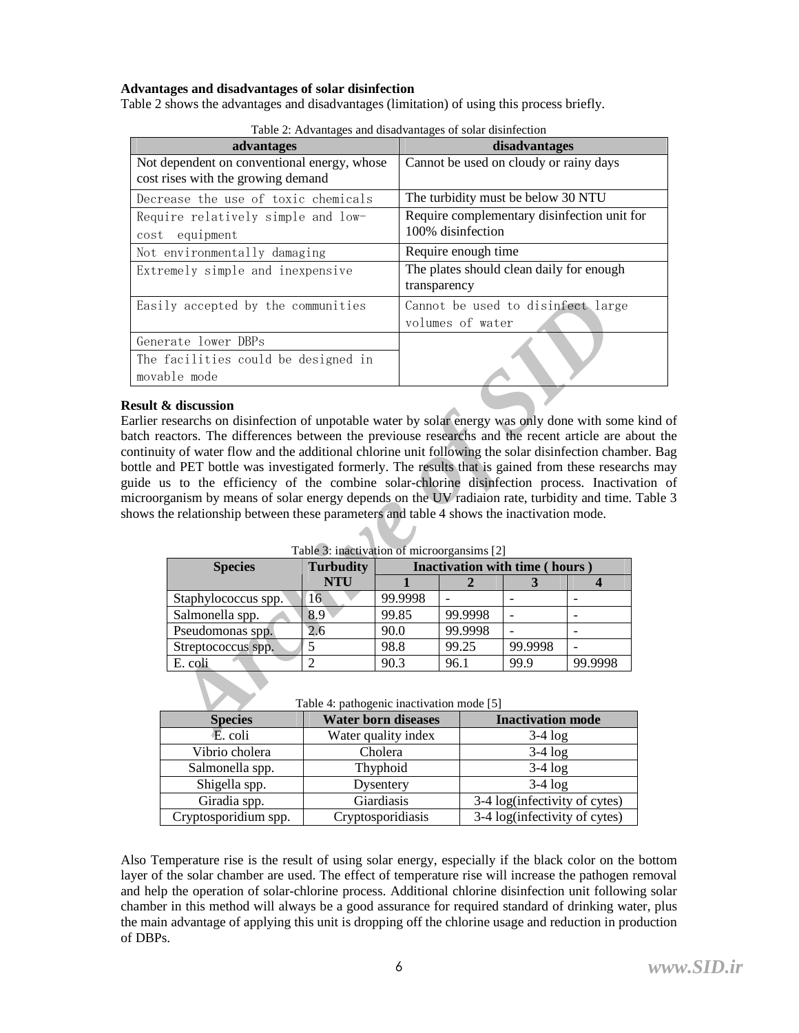**Advantages and disadvantages of solar disinfection**

Table 2 shows the advantages and disadvantages (limitation) of using this process briefly.

Table 2: Advantages and disadvantages of solar disinfection

| advantages | disadvantages |
|---|---|
| Not dependent on conventional energy, whose cost rises with the growing demand | Cannot be used on cloudy or rainy days |
| Decrease the use of toxic chemicals | The turbidity must be below 30 NTU |
| Require relatively simple and low-cost equipment | Require complementary disinfection unit for 100% disinfection |
| Not environmentally damaging | Require enough time |
| Extremely simple and inexpensive | The plates should clean daily for enough transparency |
| Easily accepted by the communities | Cannot be used to disinfect large volumes of water |
| Generate lower DBPs | |
| The facilities could be designed in movable mode | |

**Result & discussion**

Earlier researchs on disinfection of unpotable water by solar energy was only done with some kind of batch reactors. The differences between the previouse researchs and the recent article are about the continuity of water flow and the additional chlorine unit following the solar disinfection chamber. Bag bottle and PET bottle was investigated formerly. The results that is gained from these researchs may guide us to the efficiency of the combine solar-chlorine disinfection process. Inactivation of microorganism by means of solar energy depends on the UV radiaion rate, turbidity and time. Table 3 shows the relationship between these parameters and table 4 shows the inactivation mode.

Table 3: inactivation of microorgansims [2]

| Species | Turbudity | Inactivation with time ( hours ) | | | |
|---|---|---|---|---|---|
| | NTU | 1 | 2 | 3 | 4 |
| Staphylococcus spp. | 16 | 99.9998 | - | - | - |
| Salmonella spp. | 8.9 | 99.85 | 99.9998 | - | - |
| Pseudomonas spp. | 2.6 | 90.0 | 99.9998 | - | - |
| Streptococcus spp. | 5 | 98.8 | 99.25 | 99.9998 | - |
| E. coli | 2 | 90.3 | 96.1 | 99.9 | 99.9998 |

Table 4: pathogenic inactivation mode [5]

| Species | Water born diseases | Inactivation mode |
|---|---|---|
| E. coli | Water quality index | 3-4 log |
| Vibrio cholera | Cholera | 3-4 log |
| Salmonella spp. | Thyphoid | 3-4 log |
| Shigella spp. | Dysentery | 3-4 log |
| Giradia spp. | Giardiasis | 3-4 log(infectivity of cytes) |
| Cryptosporidium spp. | Cryptosporidiasis | 3-4 log(infectivity of cytes) |

Also Temperature rise is the result of using solar energy, especially if the black color on the bottom layer of the solar chamber are used. The effect of temperature rise will increase the pathogen removal and help the operation of solar-chlorine process. Additional chlorine disinfection unit following solar chamber in this method will always be a good assurance for required standard of drinking water, plus the main advantage of applying this unit is dropping off the chlorine usage and reduction in production of DBPs.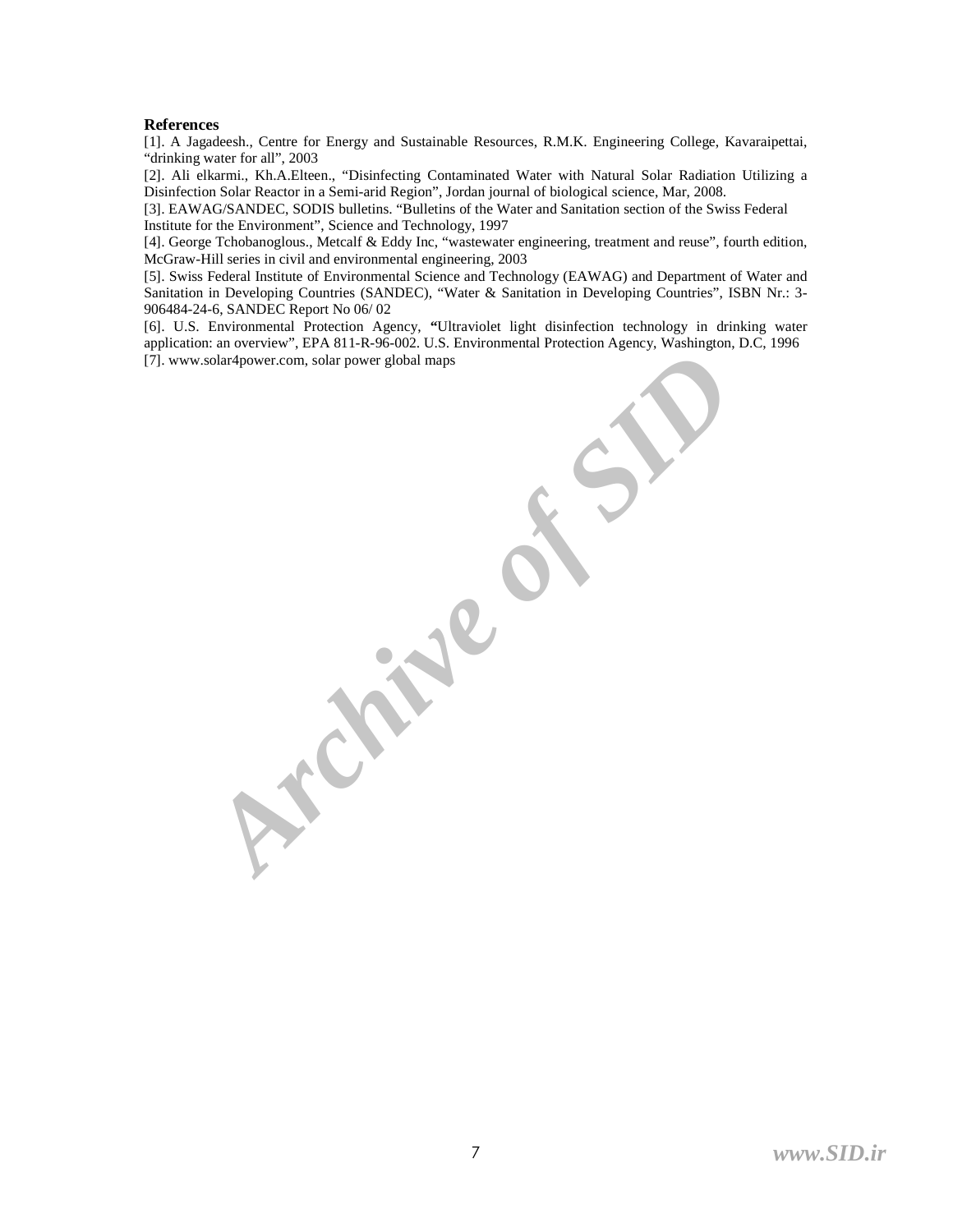**References**

[1]. A Jagadeesh., Centre for Energy and Sustainable Resources, R.M.K. Engineering College, Kavaraipettai, "drinking water for all", 2003

[2]. Ali elkarmi., Kh.A.Elteen., "Disinfecting Contaminated Water with Natural Solar Radiation Utilizing a Disinfection Solar Reactor in a Semi-arid Region", Jordan journal of biological science, Mar, 2008.

[3]. EAWAG/SANDEC, SODIS bulletins. "Bulletins of the Water and Sanitation section of the Swiss Federal Institute for the Environment", Science and Technology, 1997

[4]. George Tchobanoglous., Metcalf & Eddy Inc, "wastewater engineering, treatment and reuse", fourth edition, McGraw-Hill series in civil and environmental engineering, 2003

[5]. Swiss Federal Institute of Environmental Science and Technology (EAWAG) and Department of Water and Sanitation in Developing Countries (SANDEC), "Water & Sanitation in Developing Countries", ISBN Nr.: 3-906484-24-6, SANDEC Report No 06/ 02

[6]. U.S. Environmental Protection Agency, **"**Ultraviolet light disinfection technology in drinking water application: an overview", EPA 811-R-96-002. U.S. Environmental Protection Agency, Washington, D.C, 1996

[7]. www.solar4power.com, solar power global maps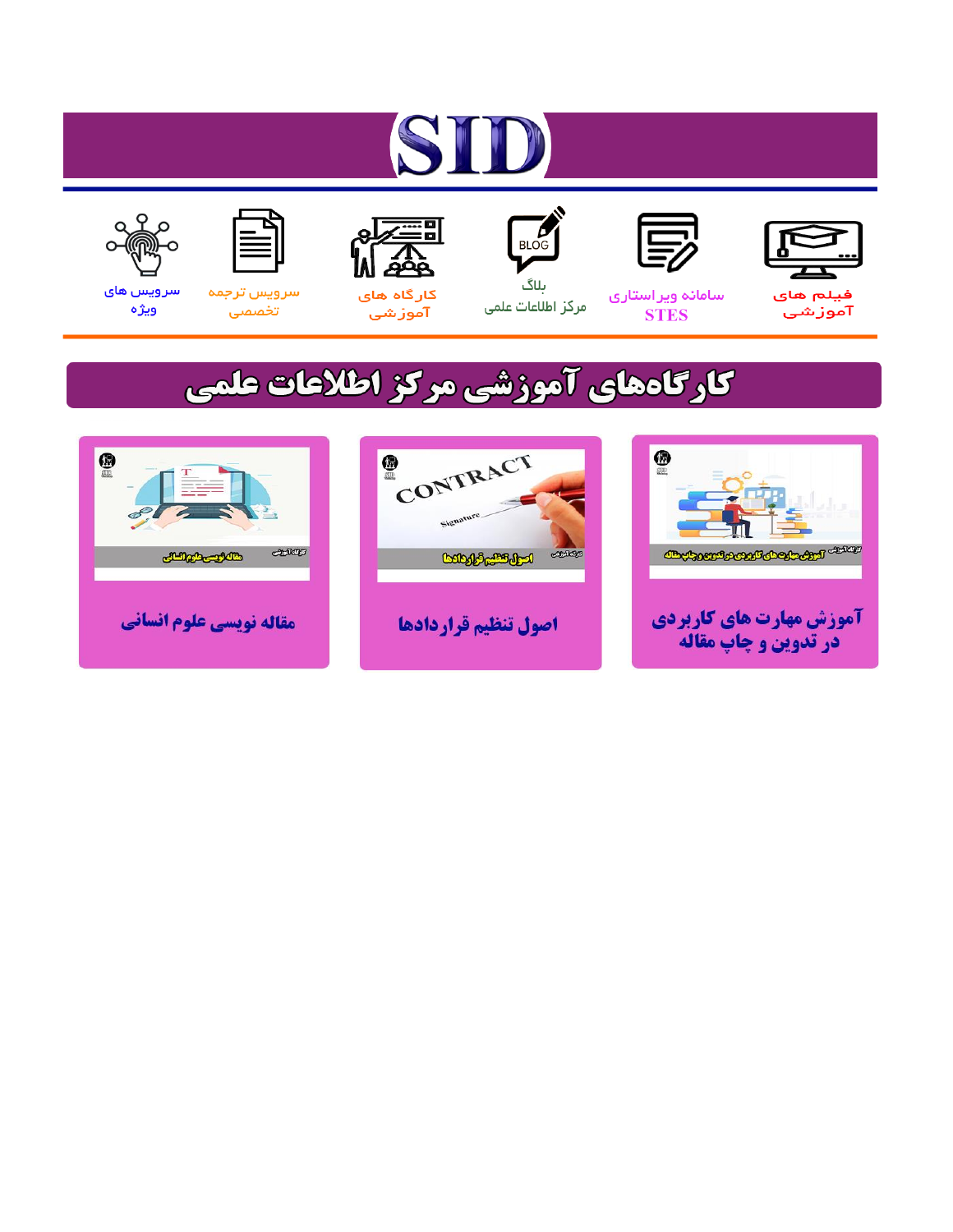# SID

فیلم های آموزشی

سامانه ویراستاری STES

بلاگ مرکز اطلاعات علمی

کارگاه های آموزشی

سرویس ترجمه تخصصی

سرویس های ویژه

## کارگاه‌های آموزشی مرکز اطلاعات علمی

آموزش مهارت های کاربردی در تدوین و چاپ مقاله

اصول تنظیم قراردادها

مقاله نویسی علوم انسانی